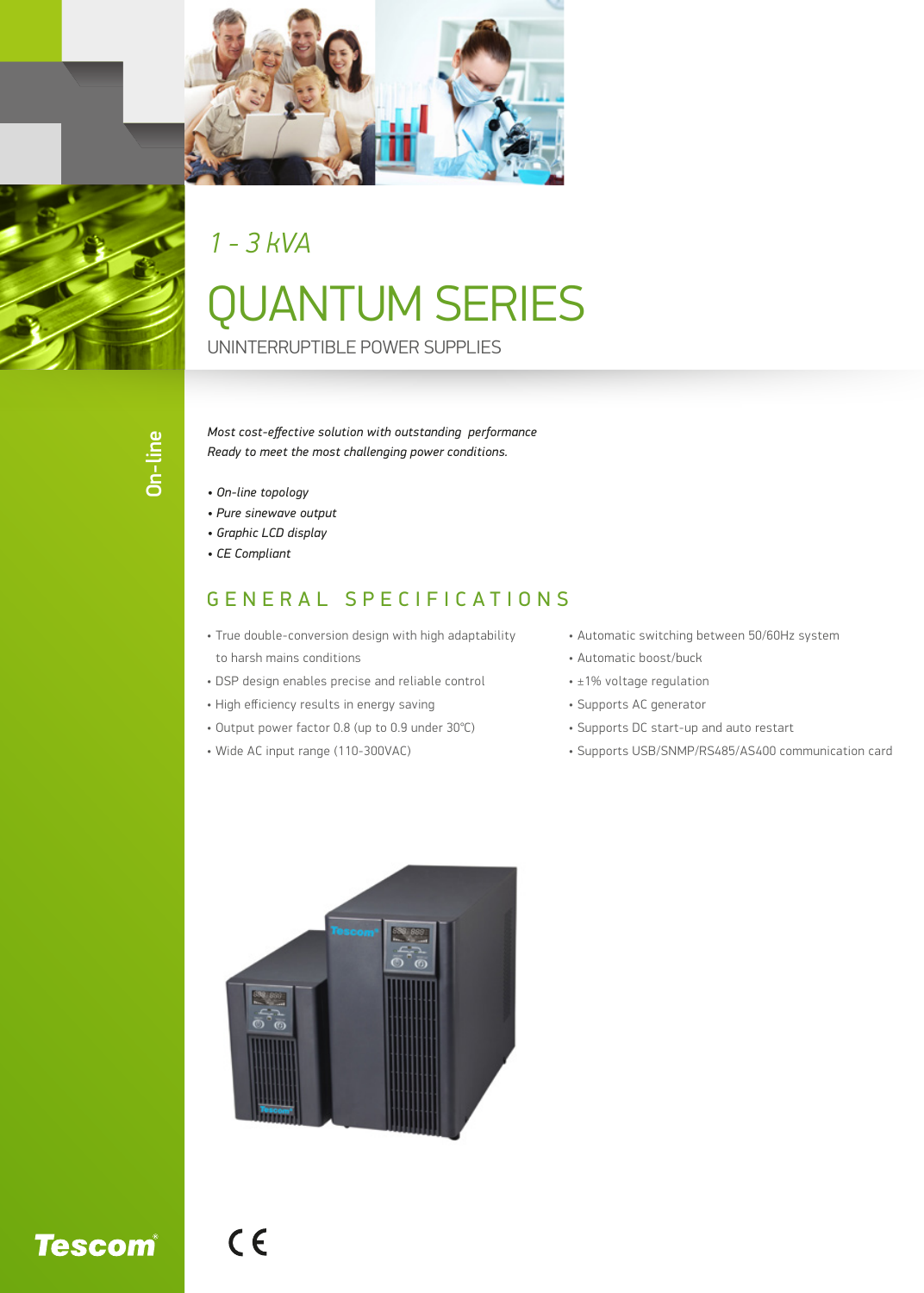*1 - 3 kVA*

# QUANTUM SERIES

UNINTERRUPTIBLE POWER SUPPLIES

On-line

*Most cost-effective solution with outstanding performance*
*Ready to meet the most challenging power conditions.*

- *On-line topology*
- *Pure sinewave output*
- *Graphic LCD display*
- *CE Compliant*

## GENERAL SPECIFICATIONS

- True double-conversion design with high adaptability to harsh mains conditions
- DSP design enables precise and reliable control
- High efficiency results in energy saving
- Output power factor 0.8 (up to 0.9 under 30°C)
- Wide AC input range (110-300VAC)
- Automatic switching between 50/60Hz system
- Automatic boost/buck
- ±1% voltage regulation
- Supports AC generator
- Supports DC start-up and auto restart
- Supports USB/SNMP/RS485/AS400 communication card

Tescom®

CE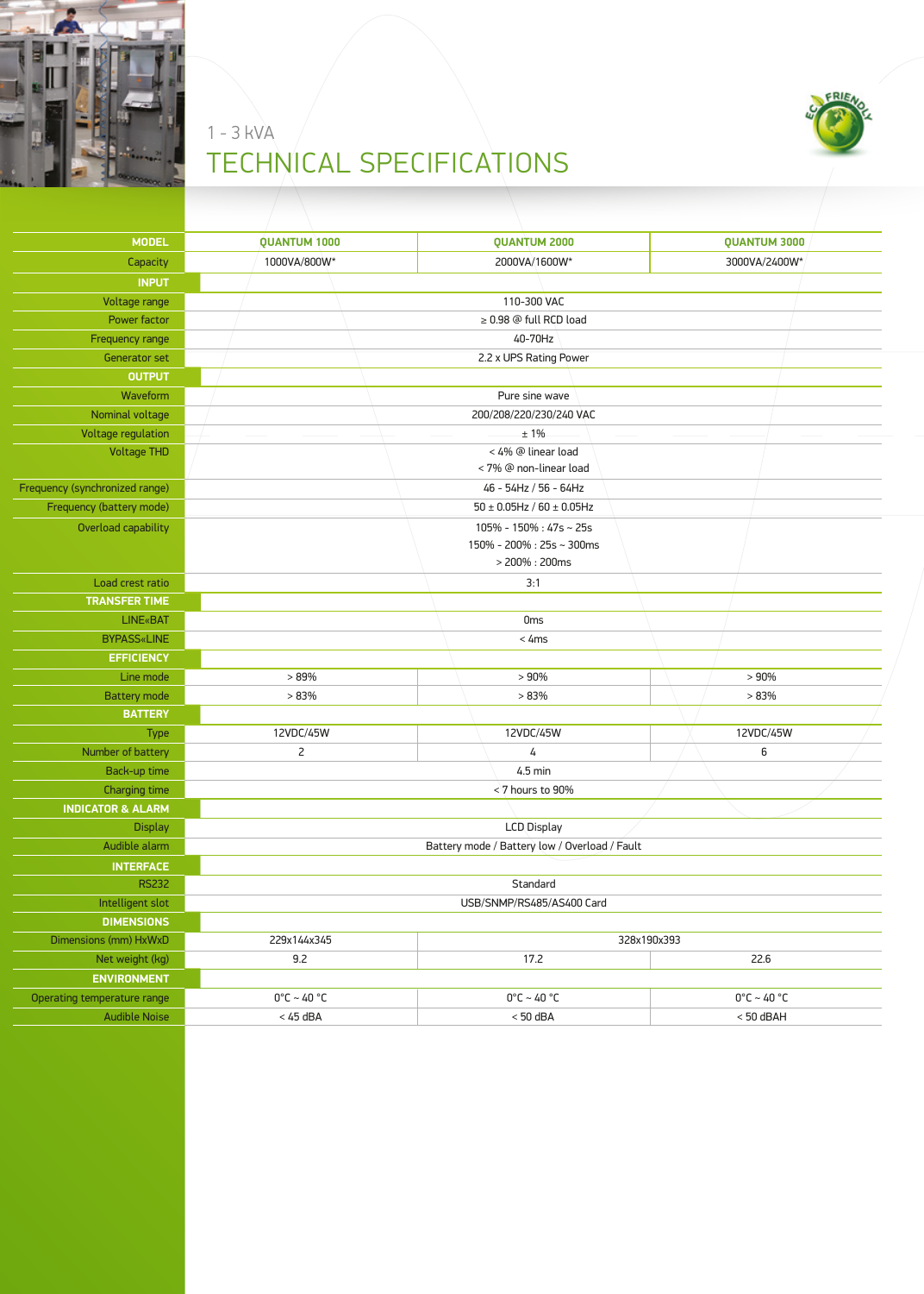1 - 3 kVA

# TECHNICAL SPECIFICATIONS

| MODEL | QUANTUM 1000 | QUANTUM 2000 | QUANTUM 3000 |
|---|---|---|---|
| Capacity | 1000VA/800W* | 2000VA/1600W* | 3000VA/2400W* |
| **INPUT** | | | |
| Voltage range | 110-300 VAC | | |
| Power factor | ≥ 0.98 @ full RCD load | | |
| Frequency range | 40-70Hz | | |
| Generator set | 2.2 x UPS Rating Power | | |
| **OUTPUT** | | | |
| Waveform | Pure sine wave | | |
| Nominal voltage | 200/208/220/230/240 VAC | | |
| Voltage regulation | ± 1% | | |
| Voltage THD | < 4% @ linear load<br>< 7% @ non-linear load | | |
| Frequency (synchronized range) | 46 - 54Hz / 56 - 64Hz | | |
| Frequency (battery mode) | 50 ± 0.05Hz / 60 ± 0.05Hz | | |
| Overload capability | 105% - 150% : 47s ~ 25s<br>150% - 200% : 25s ~ 300ms<br>> 200% : 200ms | | |
| Load crest ratio | 3:1 | | |
| **TRANSFER TIME** | | | |
| LINE«BAT | 0ms | | |
| BYPASS«LINE | < 4ms | | |
| **EFFICIENCY** | | | |
| Line mode | > 89% | > 90% | > 90% |
| Battery mode | > 83% | > 83% | > 83% |
| **BATTERY** | | | |
| Type | 12VDC/45W | 12VDC/45W | 12VDC/45W |
| Number of battery | 2 | 4 | 6 |
| Back-up time | 4.5 min | | |
| Charging time | < 7 hours to 90% | | |
| **INDICATOR & ALARM** | | | |
| Display | LCD Display | | |
| Audible alarm | Battery mode / Battery low / Overload / Fault | | |
| **INTERFACE** | | | |
| RS232 | Standard | | |
| Intelligent slot | USB/SNMP/RS485/AS400 Card | | |
| **DIMENSIONS** | | | |
| Dimensions (mm) HxWxD | 229x144x345 | 328x190x393 | |
| Net weight (kg) | 9.2 | 17.2 | 22.6 |
| **ENVIRONMENT** | | | |
| Operating temperature range | 0°C ~ 40 °C | 0°C ~ 40 °C | 0°C ~ 40 °C |
| Audible Noise | < 45 dBA | < 50 dBA | < 50 dBAH |